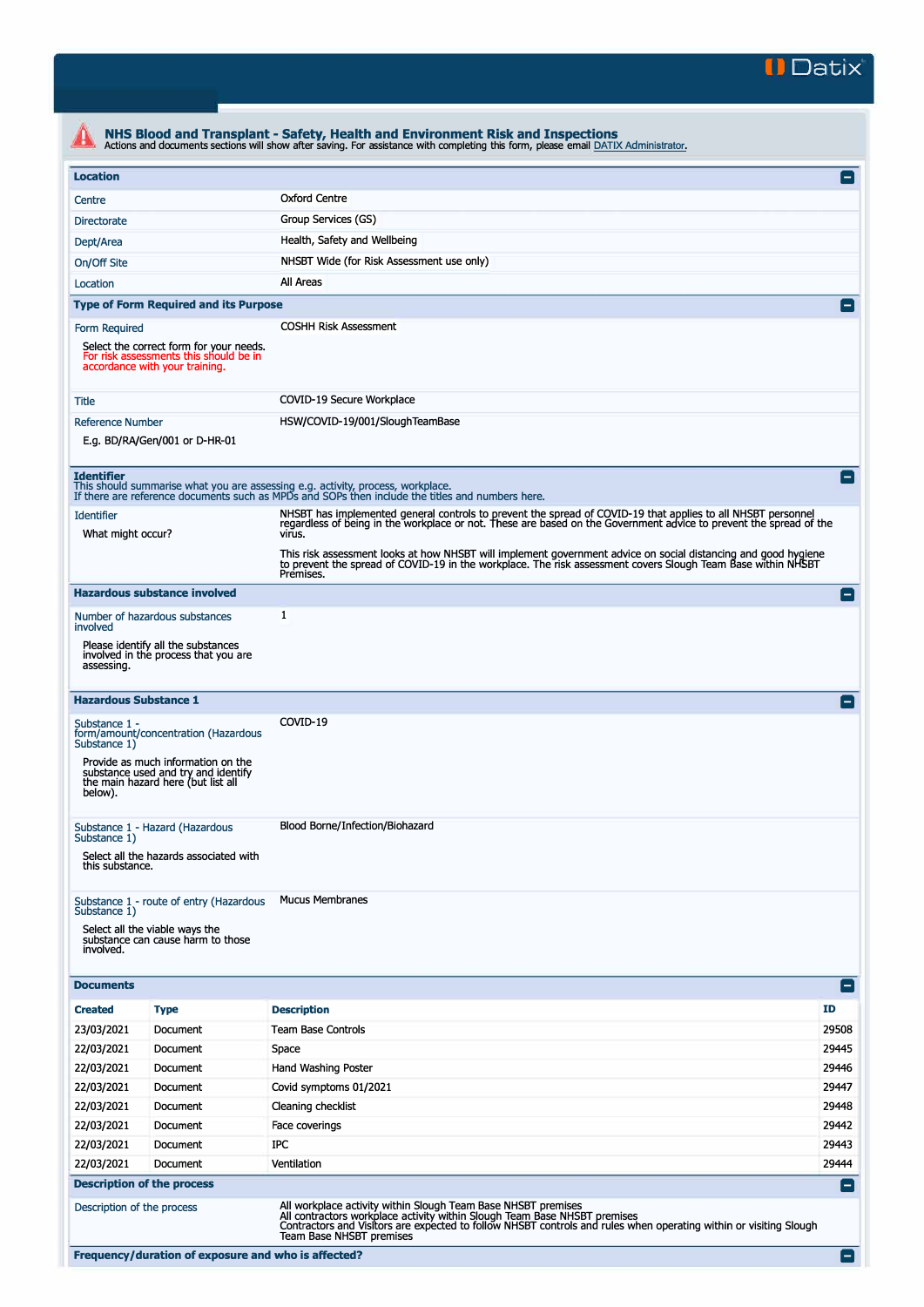# NHS Blood and Transplant - Safety, Health and Environment Risk and Inspections

Actions and documents sections will show after saving. For assistance with completing this form, please email DATIX Administrator.

## Location

| Field | Value |
|---|---|
| Centre | Oxford Centre |
| Directorate | Group Services (GS) |
| Dept/Area | Health, Safety and Wellbeing |
| On/Off Site | NHSBT Wide (for Risk Assessment use only) |
| Location | All Areas |

## Type of Form Required and its Purpose

**Form Required**: COSHH Risk Assessment

Select the correct form for your needs.
For risk assessments this should be in accordance with your training.

**Title**: COVID-19 Secure Workplace

**Reference Number**: HSW/COVID-19/001/SloughTeamBase

E.g. BD/RA/Gen/001 or D-HR-01

## Identifier

This should summarise what you are assessing e.g. activity, process, workplace.
If there are reference documents such as MPDs and SOPs then include the titles and numbers here.

**Identifier**

What might occur?

NHSBT has implemented general controls to prevent the spread of COVID-19 that applies to all NHSBT personnel regardless of being in the workplace or not. These are based on the Government advice to prevent the spread of the virus.

This risk assessment looks at how NHSBT will implement government advice on social distancing and good hygiene to prevent the spread of COVID-19 in the workplace. The risk assessment covers Slough Team Base within NHSBT Premises.

## Hazardous substance involved

**Number of hazardous substances involved**: 1

Please identify all the substances involved in the process that you are assessing.

## Hazardous Substance 1

**Substance 1 - form/amount/concentration (Hazardous Substance 1)**: COVID-19

Provide as much information on the substance used and try and identify the main hazard here (but list all below).

**Substance 1 - Hazard (Hazardous Substance 1)**: Blood Borne/Infection/Biohazard

Select all the hazards associated with this substance.

**Substance 1 - route of entry (Hazardous Substance 1)**: Mucus Membranes

Select all the viable ways the substance can cause harm to those involved.

## Documents

| Created | Type | Description | ID |
|---|---|---|---|
| 23/03/2021 | Document | Team Base Controls | 29508 |
| 22/03/2021 | Document | Space | 29445 |
| 22/03/2021 | Document | Hand Washing Poster | 29446 |
| 22/03/2021 | Document | Covid symptoms 01/2021 | 29447 |
| 22/03/2021 | Document | Cleaning checklist | 29448 |
| 22/03/2021 | Document | Face coverings | 29442 |
| 22/03/2021 | Document | IPC | 29443 |
| 22/03/2021 | Document | Ventilation | 29444 |

## Description of the process

**Description of the process**

All workplace activity within Slough Team Base NHSBT premises
All contractors workplace activity within Slough Team Base NHSBT premises
Contractors and Visitors are expected to follow NHSBT controls and rules when operating within or visiting Slough Team Base NHSBT premises

## Frequency/duration of exposure and who is affected?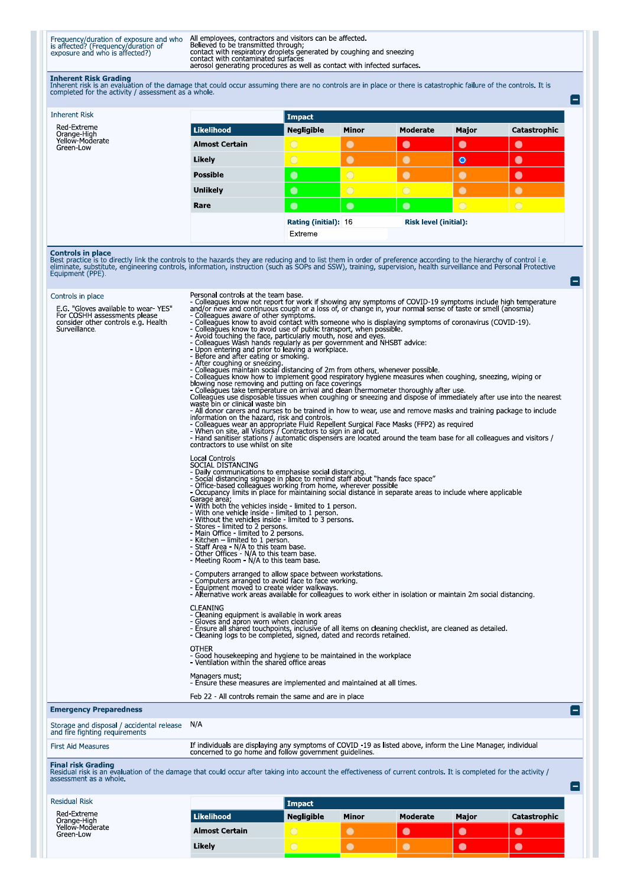| | |
|---|---|
| Frequency/duration of exposure and who is affected? (Frequency/duration of exposure and who is affected?) | All employees, contractors and visitors can be affected.<br>Believed to be transmitted through;<br>contact with respiratory droplets generated by coughing and sneezing<br>contact with contaminated surfaces<br>aerosol generating procedures as well as contact with infected surfaces. |

## Inherent Risk Grading

Inherent risk is an evaluation of the damage that could occur assuming there are no controls are in place or there is catastrophic failure of the controls. It is completed for the activity / assessment as a whole.

Inherent Risk

Red-Extreme
Orange-High
Yellow-Moderate
Green-Low

| Likelihood | Negligible | Minor | Moderate | Major | Catastrophic |
|---|---|---|---|---|---|
| Almost Certain | Yellow | Orange | Red | Red | Red |
| Likely | Yellow | Orange | Orange | Red (selected) | Red |
| Possible | Green | Yellow | Orange | Orange | Red |
| Unlikely | Green | Yellow | Yellow | Orange | Orange |
| Rare | Green | Green | Green | Yellow | Yellow |

Rating (initial): 16 Risk level (initial): Extreme

## Controls in place

Best practice is to directly link the controls to the hazards they are reducing and to list them in order of preference according to the hierarchy of control i.e. eliminate, substitute, engineering controls, information, instruction (such as SOPs and SSW), training, supervision, health surveillance and Personal Protective Equipment (PPE).

Controls in place

E.G. "Gloves available to wear- YES" For COSHH assessments please consider other controls e.g. Health Surveillance.

Personal controls at the team base.
- Colleagues know not report for work if showing any symptoms of COVID-19 symptoms include high temperature and/or new and continuous cough or a loss of, or change in, your normal sense of taste or smell (anosmia)
- Colleagues aware of other symptoms.
- Colleagues know to avoid contact with someone who is displaying symptoms of coronavirus (COVID-19).
- Colleagues know to avoid use of public transport, when possible.
- Avoid touching the face, particularly mouth, nose and eyes.
- Colleagues Wash hands regularly as per government and NHSBT advice:
- Upon entering and prior to leaving a workplace.
- Before and after eating or smoking.
- After coughing or sneezing.
- Colleagues maintain social distancing of 2m from others, whenever possible.
- Colleagues know how to implement good respiratory hygiene measures when coughing, sneezing, wiping or blowing nose removing and putting on face coverings
- Colleagues take temperature on arrival and clean thermometer thoroughly after use.
Colleagues use disposable tissues when coughing or sneezing and dispose of immediately after use into the nearest waste bin or clinical waste bin
- All donor carers and nurses to be trained in how to wear, use and remove masks and training package to include information on the hazard, risk and controls.
- Colleagues wear an appropriate Fluid Repellent Surgical Face Masks (FFP2) as required
- When on site, all Visitors / Contractors to sign in and out.
- Hand sanitiser stations / automatic dispensers are located around the team base for all colleagues and visitors / contractors to use whilst on site

Local Controls
SOCIAL DISTANCING
- Daily communications to emphasise social distancing.
- Social distancing signage in place to remind staff about "hands face space"
- Office-based colleagues working from home, wherever possible
- Occupancy limits in place for maintaining social distance in separate areas to include where applicable
Garage area;
- With both the vehicles inside - limited to 1 person.
- With one vehicle inside - limited to 1 person.
- Without the vehicles inside - limited to 3 persons.
- Stores - limited to 2 persons.
- Main Office - limited to 2 persons.
- Kitchen – limited to 1 person.
- Staff Area - N/A to this team base.
- Other Offices - N/A to this team base.
- Meeting Room - N/A to this team base.

- Computers arranged to allow space between workstations.
- Computers arranged to avoid face to face working.
- Equipment moved to create wider walkways.
- Alternative work areas available for colleagues to work either in isolation or maintain 2m social distancing.

CLEANING
- Cleaning equipment is available in work areas
- Gloves and apron worn when cleaning
- Ensure all shared touchpoints, inclusive of all items on cleaning checklist, are cleaned as detailed.
- Cleaning logs to be completed, signed, dated and records retained.

OTHER
- Good housekeeping and hygiene to be maintained in the workplace
- Ventilation within the shared office areas

Managers must;
- Ensure these measures are implemented and maintained at all times.

Feb 22 - All controls remain the same and are in place

## Emergency Preparedness

| | |
|---|---|
| Storage and disposal / accidental release and fire fighting requirements | N/A |
| First Aid Measures | If individuals are displaying any symptoms of COVID -19 as listed above, inform the Line Manager, individual concerned to go home and follow government guidelines. |

## Final risk Grading

Residual risk is an evaluation of the damage that could occur after taking into account the effectiveness of current controls. It is completed for the activity / assessment as a whole.

Residual Risk

Red-Extreme
Orange-High
Yellow-Moderate
Green-Low

| Likelihood | Negligible | Minor | Moderate | Major | Catastrophic |
|---|---|---|---|---|---|
| Almost Certain | Yellow | Orange | Red | Red | Red |
| Likely | Yellow | Orange | Orange | Red | Red |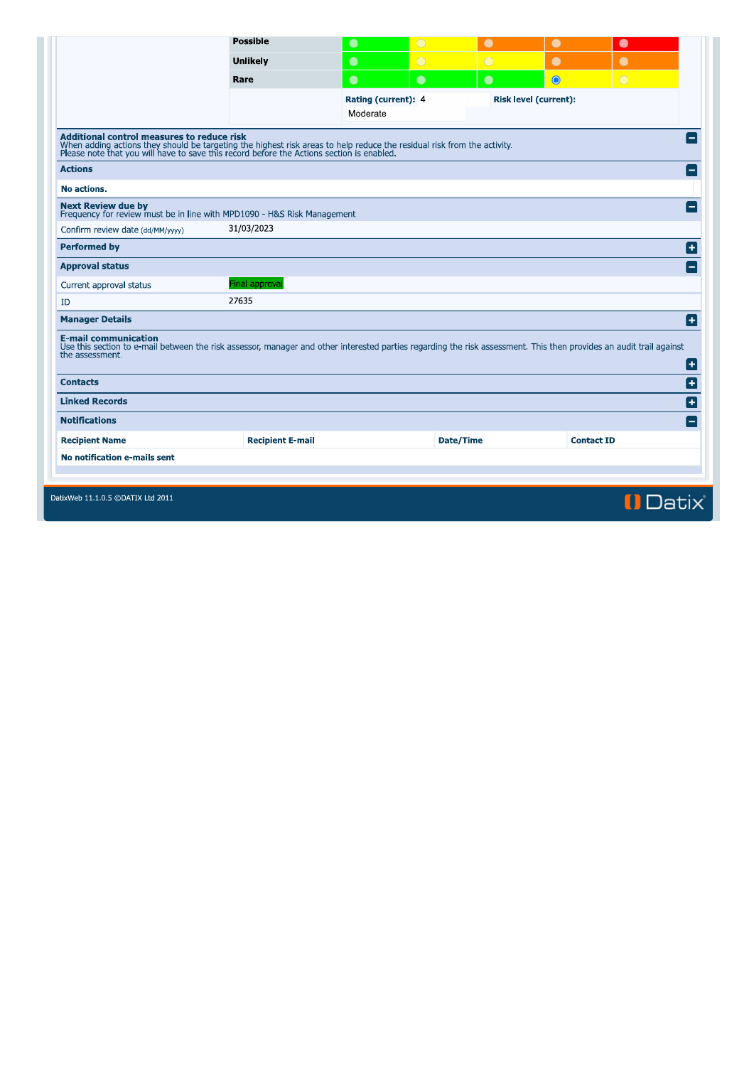| | | | | | |
|---|---|---|---|---|---|
| **Possible** | | | | | |
| **Unlikely** | | | | | |
| **Rare** | | | | | |

**Rating (current):** 4 **Risk level (current):**

Moderate

## Additional control measures to reduce risk

When adding actions they should be targeting the highest risk areas to help reduce the residual risk from the activity.
Please note that you will have to save this record before the Actions section is enabled.

## Actions

**No actions.**

## Next Review due by

Frequency for review must be in line with MPD1090 - H&S Risk Management

Confirm review date (dd/MM/yyyy) 31/03/2023

## Performed by

## Approval status

| | |
|---|---|
| Current approval status | Final approval |
| ID | 27635 |

## Manager Details

## E-mail communication

Use this section to e-mail between the risk assessor, manager and other interested parties regarding the risk assessment. This then provides an audit trail against the assessment.

## Contacts

## Linked Records

## Notifications

| Recipient Name | Recipient E-mail | Date/Time | Contact ID |
|---|---|---|---|
| **No notification e-mails sent** | | | |

DatixWeb 11.1.0.5 ©DATIX Ltd 2011

Datix